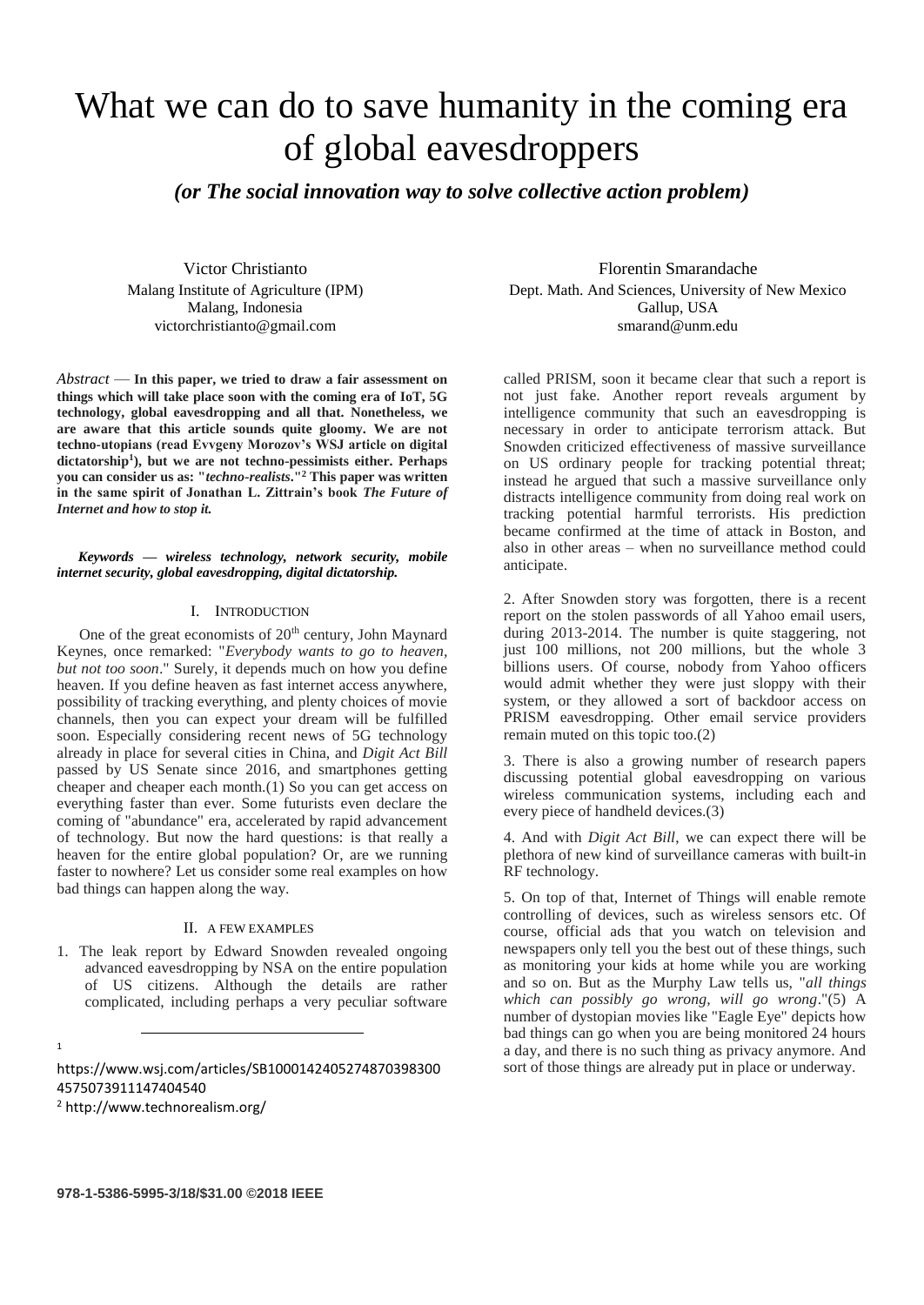# What we can do to save humanity in the coming era of global eavesdroppers

***(or The social innovation way to solve collective action problem)***

Victor Christianto
Malang Institute of Agriculture (IPM)
Malang, Indonesia
victorchristianto@gmail.com

Florentin Smarandache
Dept. Math. And Sciences, University of New Mexico
Gallup, USA
smarand@unm.edu

*Abstract* — **In this paper, we tried to draw a fair assessment on things which will take place soon with the coming era of IoT, 5G technology, global eavesdropping and all that. Nonetheless, we are aware that this article sounds quite gloomy. We are not techno-utopians (read Evvgeny Morozov's WSJ article on digital dictatorship[1]), but we are not techno-pessimists either. Perhaps you can consider us as: "*techno-realists*."[2] This paper was written in the same spirit of Jonathan L. Zittrain's book *The Future of Internet and how to stop it.***

***Keywords — wireless technology, network security, mobile internet security, global eavesdropping, digital dictatorship.***

## I. Introduction

One of the great economists of 20th century, John Maynard Keynes, once remarked: "*Everybody wants to go to heaven, but not too soon*." Surely, it depends much on how you define heaven. If you define heaven as fast internet access anywhere, possibility of tracking everything, and plenty choices of movie channels, then you can expect your dream will be fulfilled soon. Especially considering recent news of 5G technology already in place for several cities in China, and *Digit Act Bill* passed by US Senate since 2016, and smartphones getting cheaper and cheaper each month.(1) So you can get access on everything faster than ever. Some futurists even declare the coming of "abundance" era, accelerated by rapid advancement of technology. But now the hard questions: is that really a heaven for the entire global population? Or, are we running faster to nowhere? Let us consider some real examples on how bad things can happen along the way.

## II. A few examples

1. The leak report by Edward Snowden revealed ongoing advanced eavesdropping by NSA on the entire population of US citizens. Although the details are rather complicated, including perhaps a very peculiar software called PRISM, soon it became clear that such a report is not just fake. Another report reveals argument by intelligence community that such an eavesdropping is necessary in order to anticipate terrorism attack. But Snowden criticized effectiveness of massive surveillance on US ordinary people for tracking potential threat; instead he argued that such a massive surveillance only distracts intelligence community from doing real work on tracking potential harmful terrorists. His prediction became confirmed at the time of attack in Boston, and also in other areas – when no surveillance method could anticipate.

2. After Snowden story was forgotten, there is a recent report on the stolen passwords of all Yahoo email users, during 2013-2014. The number is quite staggering, not just 100 millions, not 200 millions, but the whole 3 billions users. Of course, nobody from Yahoo officers would admit whether they were just sloppy with their system, or they allowed a sort of backdoor access on PRISM eavesdropping. Other email service providers remain muted on this topic too.(2)

3. There is also a growing number of research papers discussing potential global eavesdropping on various wireless communication systems, including each and every piece of handheld devices.(3)

4. And with *Digit Act Bill*, we can expect there will be plethora of new kind of surveillance cameras with built-in RF technology.

5. On top of that, Internet of Things will enable remote controlling of devices, such as wireless sensors etc. Of course, official ads that you watch on television and newspapers only tell you the best out of these things, such as monitoring your kids at home while you are working and so on. But as the Murphy Law tells us, "*all things which can possibly go wrong, will go wrong*."(5) A number of dystopian movies like "Eagle Eye" depicts how bad things can go when you are being monitored 24 hours a day, and there is no such thing as privacy anymore. And sort of those things are already put in place or underway.

[1] https://www.wsj.com/articles/SB10001424052748703983004575073911147404540

[2] http://www.technorealism.org/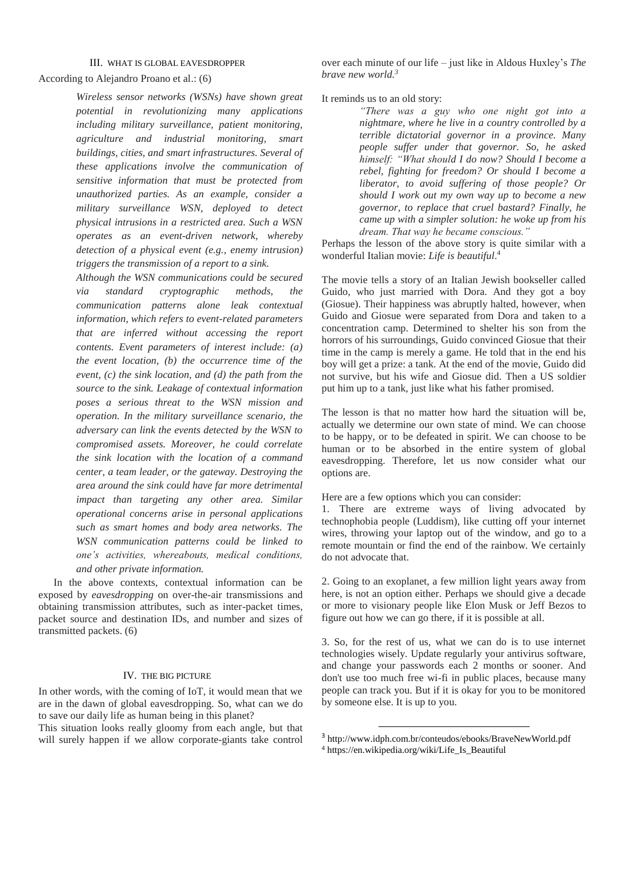## III. What is Global Eavesdropper

According to Alejandro Proano et al.: (6)

> *Wireless sensor networks (WSNs) have shown great potential in revolutionizing many applications including military surveillance, patient monitoring, agriculture and industrial monitoring, smart buildings, cities, and smart infrastructures. Several of these applications involve the communication of sensitive information that must be protected from unauthorized parties. As an example, consider a military surveillance WSN, deployed to detect physical intrusions in a restricted area. Such a WSN operates as an event-driven network, whereby detection of a physical event (e.g., enemy intrusion) triggers the transmission of a report to a sink.*
>
> *Although the WSN communications could be secured via standard cryptographic methods, the communication patterns alone leak contextual information, which refers to event-related parameters that are inferred without accessing the report contents. Event parameters of interest include: (a) the event location, (b) the occurrence time of the event, (c) the sink location, and (d) the path from the source to the sink. Leakage of contextual information poses a serious threat to the WSN mission and operation. In the military surveillance scenario, the adversary can link the events detected by the WSN to compromised assets. Moreover, he could correlate the sink location with the location of a command center, a team leader, or the gateway. Destroying the area around the sink could have far more detrimental impact than targeting any other area. Similar operational concerns arise in personal applications such as smart homes and body area networks. The WSN communication patterns could be linked to one's activities, whereabouts, medical conditions, and other private information.*

In the above contexts, contextual information can be exposed by *eavesdropping* on over-the-air transmissions and obtaining transmission attributes, such as inter-packet times, packet source and destination IDs, and number and sizes of transmitted packets. (6)

## IV. The Big Picture

In other words, with the coming of IoT, it would mean that we are in the dawn of global eavesdropping. So, what can we do to save our daily life as human being in this planet?

This situation looks really gloomy from each angle, but that will surely happen if we allow corporate-giants take control over each minute of our life – just like in Aldous Huxley's *The brave new world*.[3]

It reminds us to an old story:

> *"There was a guy who one night got into a nightmare, where he live in a country controlled by a terrible dictatorial governor in a province. Many people suffer under that governor. So, he asked himself: "What should I do now? Should I become a rebel, fighting for freedom? Or should I become a liberator, to avoid suffering of those people? Or should I work out my own way up to become a new governor, to replace that cruel bastard? Finally, he came up with a simpler solution: he woke up from his dream. That way he became conscious."*

Perhaps the lesson of the above story is quite similar with a wonderful Italian movie: *Life is beautiful*.[4]

The movie tells a story of an Italian Jewish bookseller called Guido, who just married with Dora. And they got a boy (Giosue). Their happiness was abruptly halted, however, when Guido and Giosue were separated from Dora and taken to a concentration camp. Determined to shelter his son from the horrors of his surroundings, Guido convinced Giosue that their time in the camp is merely a game. He told that in the end his boy will get a prize: a tank. At the end of the movie, Guido did not survive, but his wife and Giosue did. Then a US soldier put him up to a tank, just like what his father promised.

The lesson is that no matter how hard the situation will be, actually we determine our own state of mind. We can choose to be happy, or to be defeated in spirit. We can choose to be human or to be absorbed in the entire system of global eavesdropping. Therefore, let us now consider what our options are.

Here are a few options which you can consider:

1. There are extreme ways of living advocated by technophobia people (Luddism), like cutting off your internet wires, throwing your laptop out of the window, and go to a remote mountain or find the end of the rainbow. We certainly do not advocate that.

2. Going to an exoplanet, a few million light years away from here, is not an option either. Perhaps we should give a decade or more to visionary people like Elon Musk or Jeff Bezos to figure out how we can go there, if it is possible at all.

3. So, for the rest of us, what we can do is to use internet technologies wisely. Update regularly your antivirus software, and change your passwords each 2 months or sooner. And don't use too much free wi-fi in public places, because many people can track you. But if it is okay for you to be monitored by someone else. It is up to you.

---

[3] http://www.idph.com.br/conteudos/ebooks/BraveNewWorld.pdf

[4] https://en.wikipedia.org/wiki/Life_Is_Beautiful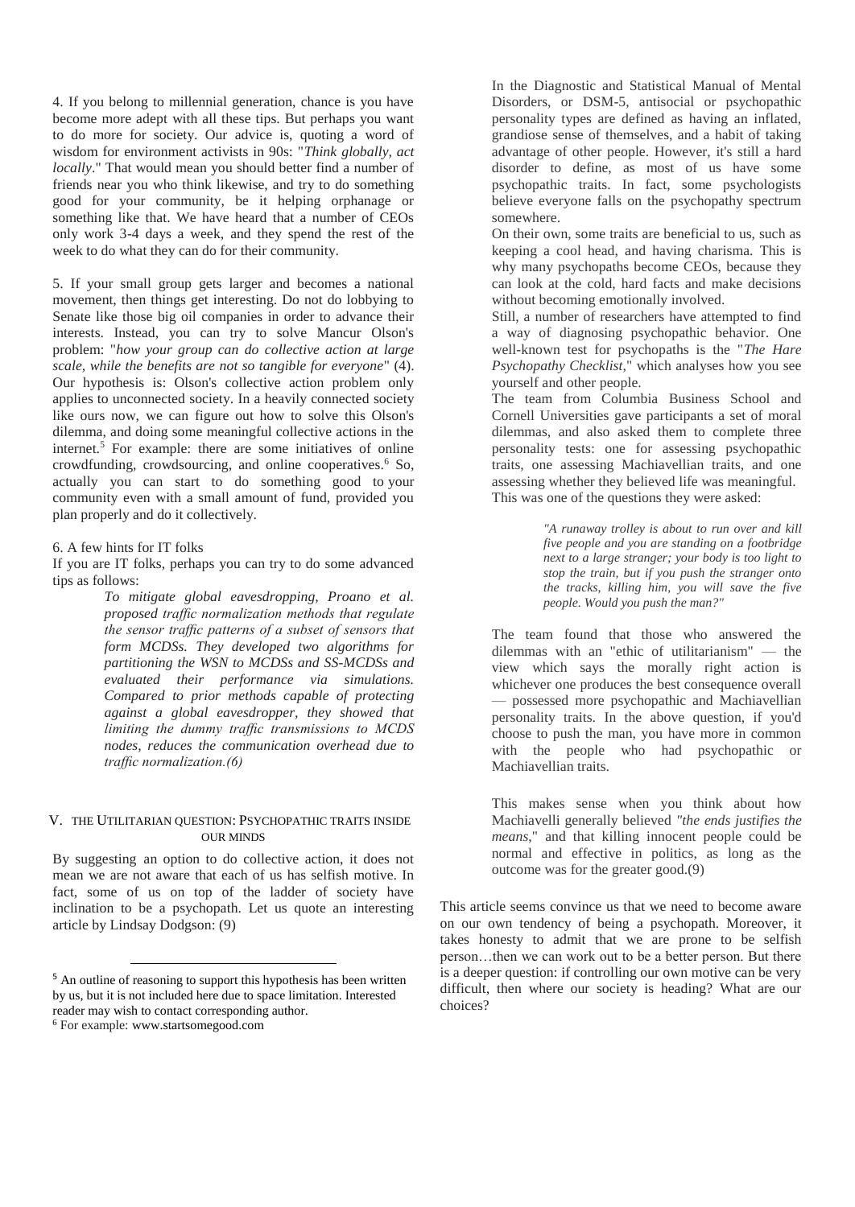4. If you belong to millennial generation, chance is you have become more adept with all these tips. But perhaps you want to do more for society. Our advice is, quoting a word of wisdom for environment activists in 90s: "*Think globally, act locally*." That would mean you should better find a number of friends near you who think likewise, and try to do something good for your community, be it helping orphanage or something like that. We have heard that a number of CEOs only work 3-4 days a week, and they spend the rest of the week to do what they can do for their community.

5. If your small group gets larger and becomes a national movement, then things get interesting. Do not do lobbying to Senate like those big oil companies in order to advance their interests. Instead, you can try to solve Mancur Olson's problem: "*how your group can do collective action at large scale, while the benefits are not so tangible for everyone*" (4). Our hypothesis is: Olson's collective action problem only applies to unconnected society. In a heavily connected society like ours now, we can figure out how to solve this Olson's dilemma, and doing some meaningful collective actions in the internet.[5] For example: there are some initiatives of online crowdfunding, crowdsourcing, and online cooperatives.[6] So, actually you can start to do something good to your community even with a small amount of fund, provided you plan properly and do it collectively.

6. A few hints for IT folks

If you are IT folks, perhaps you can try to do some advanced tips as follows:

> *To mitigate global eavesdropping, Proano et al. proposed traffic normalization methods that regulate the sensor traffic patterns of a subset of sensors that form MCDSs. They developed two algorithms for partitioning the WSN to MCDSs and SS-MCDSs and evaluated their performance via simulations. Compared to prior methods capable of protecting against a global eavesdropper, they showed that limiting the dummy traffic transmissions to MCDS nodes, reduces the communication overhead due to traffic normalization.(6)*

## V. The Utilitarian Question: Psychopathic Traits Inside Our Minds

By suggesting an option to do collective action, it does not mean we are not aware that each of us has selfish motive. In fact, some of us on top of the ladder of society have inclination to be a psychopath. Let us quote an interesting article by Lindsay Dodgson: (9)

> In the Diagnostic and Statistical Manual of Mental Disorders, or DSM-5, antisocial or psychopathic personality types are defined as having an inflated, grandiose sense of themselves, and a habit of taking advantage of other people. However, it's still a hard disorder to define, as most of us have some psychopathic traits. In fact, some psychologists believe everyone falls on the psychopathy spectrum somewhere.
>
> On their own, some traits are beneficial to us, such as keeping a cool head, and having charisma. This is why many psychopaths become CEOs, because they can look at the cold, hard facts and make decisions without becoming emotionally involved.
>
> Still, a number of researchers have attempted to find a way of diagnosing psychopathic behavior. One well-known test for psychopaths is the "*The Hare Psychopathy Checklist*," which analyses how you see yourself and other people.
>
> The team from Columbia Business School and Cornell Universities gave participants a set of moral dilemmas, and also asked them to complete three personality tests: one for assessing psychopathic traits, one assessing Machiavellian traits, and one assessing whether they believed life was meaningful. This was one of the questions they were asked:
>
> > *"A runaway trolley is about to run over and kill five people and you are standing on a footbridge next to a large stranger; your body is too light to stop the train, but if you push the stranger onto the tracks, killing him, you will save the five people. Would you push the man?"*
>
> The team found that those who answered the dilemmas with an "ethic of utilitarianism" — the view which says the morally right action is whichever one produces the best consequence overall — possessed more psychopathic and Machiavellian personality traits. In the above question, if you'd choose to push the man, you have more in common with the people who had psychopathic or Machiavellian traits.
>
> This makes sense when you think about how Machiavelli generally believed *"the ends justifies the means*," and that killing innocent people could be normal and effective in politics, as long as the outcome was for the greater good.(9)

This article seems convince us that we need to become aware on our own tendency of being a psychopath. Moreover, it takes honesty to admit that we are prone to be selfish person…then we can work out to be a better person. But there is a deeper question: if controlling our own motive can be very difficult, then where our society is heading? What are our choices?

---

[5] An outline of reasoning to support this hypothesis has been written by us, but it is not included here due to space limitation. Interested reader may wish to contact corresponding author.

[6] For example: www.startsomegood.com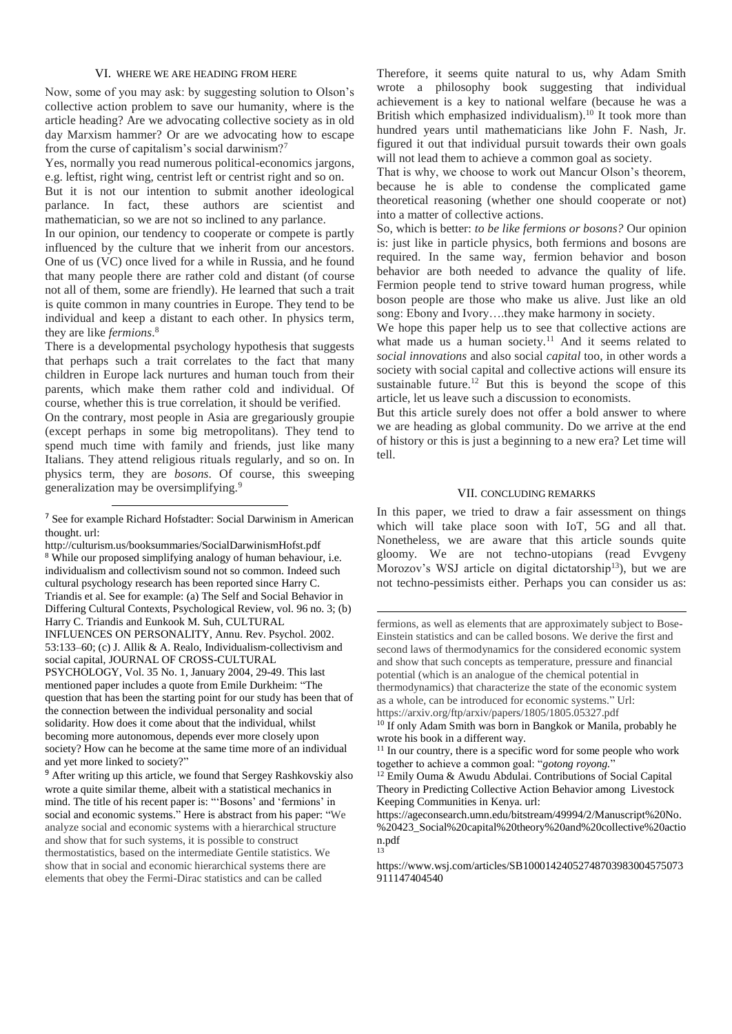## VI. WHERE WE ARE HEADING FROM HERE

Now, some of you may ask: by suggesting solution to Olson's collective action problem to save our humanity, where is the article heading? Are we advocating collective society as in old day Marxism hammer? Or are we advocating how to escape from the curse of capitalism's social darwinism?[7]

Yes, normally you read numerous political-economics jargons, e.g. leftist, right wing, centrist left or centrist right and so on.

But it is not our intention to submit another ideological parlance. In fact, these authors are scientist and mathematician, so we are not so inclined to any parlance.

In our opinion, our tendency to cooperate or compete is partly influenced by the culture that we inherit from our ancestors. One of us (VC) once lived for a while in Russia, and he found that many people there are rather cold and distant (of course not all of them, some are friendly). He learned that such a trait is quite common in many countries in Europe. They tend to be individual and keep a distant to each other. In physics term, they are like *fermions*.[8]

There is a developmental psychology hypothesis that suggests that perhaps such a trait correlates to the fact that many children in Europe lack nurtures and human touch from their parents, which make them rather cold and individual. Of course, whether this is true correlation, it should be verified.

On the contrary, most people in Asia are gregariously groupie (except perhaps in some big metropolitans). They tend to spend much time with family and friends, just like many Italians. They attend religious rituals regularly, and so on. In physics term, they are *bosons*. Of course, this sweeping generalization may be oversimplifying.[9]

Therefore, it seems quite natural to us, why Adam Smith wrote a philosophy book suggesting that individual achievement is a key to national welfare (because he was a British which emphasized individualism).[10] It took more than hundred years until mathematicians like John F. Nash, Jr. figured it out that individual pursuit towards their own goals will not lead them to achieve a common goal as society.

That is why, we choose to work out Mancur Olson's theorem, because he is able to condense the complicated game theoretical reasoning (whether one should cooperate or not) into a matter of collective actions.

So, which is better: *to be like fermions or bosons?* Our opinion is: just like in particle physics, both fermions and bosons are required. In the same way, fermion behavior and boson behavior are both needed to advance the quality of life. Fermion people tend to strive toward human progress, while boson people are those who make us alive. Just like an old song: Ebony and Ivory….they make harmony in society.

We hope this paper help us to see that collective actions are what made us a human society.[11] And it seems related to *social innovations* and also social *capital* too, in other words a society with social capital and collective actions will ensure its sustainable future.[12] But this is beyond the scope of this article, let us leave such a discussion to economists.

But this article surely does not offer a bold answer to where we are heading as global community. Do we arrive at the end of history or this is just a beginning to a new era? Let time will tell.

## VII. CONCLUDING REMARKS

In this paper, we tried to draw a fair assessment on things which will take place soon with IoT, 5G and all that. Nonetheless, we are aware that this article sounds quite gloomy. We are not techno-utopians (read Evvgeny Morozov's WSJ article on digital dictatorship[13]), but we are not techno-pessimists either. Perhaps you can consider us as:

---

[7] See for example Richard Hofstadter: Social Darwinism in American thought. url: http://culturism.us/booksummaries/SocialDarwinismHofst.pdf

[8] While our proposed simplifying analogy of human behaviour, i.e. individualism and collectivism sound not so common. Indeed such cultural psychology research has been reported since Harry C. Triandis et al. See for example: (a) The Self and Social Behavior in Differing Cultural Contexts, Psychological Review, vol. 96 no. 3; (b) Harry C. Triandis and Eunkook M. Suh, CULTURAL INFLUENCES ON PERSONALITY, Annu. Rev. Psychol. 2002. 53:133–60; (c) J. Allik & A. Realo, Individualism-collectivism and social capital, JOURNAL OF CROSS-CULTURAL PSYCHOLOGY, Vol. 35 No. 1, January 2004, 29-49. This last mentioned paper includes a quote from Emile Durkheim: "The question that has been the starting point for our study has been that of the connection between the individual personality and social solidarity. How does it come about that the individual, whilst becoming more autonomous, depends ever more closely upon society? How can he become at the same time more of an individual and yet more linked to society?"

[9] After writing up this article, we found that Sergey Rashkovskiy also wrote a quite similar theme, albeit with a statistical mechanics in mind. The title of his recent paper is: "'Bosons' and 'fermions' in social and economic systems." Here is abstract from his paper: "We analyze social and economic systems with a hierarchical structure and show that for such systems, it is possible to construct thermostatistics, based on the intermediate Gentile statistics. We show that in social and economic hierarchical systems there are elements that obey the Fermi-Dirac statistics and can be called fermions, as well as elements that are approximately subject to Bose-Einstein statistics and can be called bosons. We derive the first and second laws of thermodynamics for the considered economic system and show that such concepts as temperature, pressure and financial potential (which is an analogue of the chemical potential in thermodynamics) that characterize the state of the economic system as a whole, can be introduced for economic systems." Url: https://arxiv.org/ftp/arxiv/papers/1805/1805.05327.pdf

[10] If only Adam Smith was born in Bangkok or Manila, probably he wrote his book in a different way.

[11] In our country, there is a specific word for some people who work together to achieve a common goal: "*gotong royong.*"

[12] Emily Ouma & Awudu Abdulai. Contributions of Social Capital Theory in Predicting Collective Action Behavior among Livestock Keeping Communities in Kenya. url: https://ageconsearch.umn.edu/bitstream/49994/2/Manuscript%20No.%20423_Social%20capital%20theory%20and%20collective%20action.pdf

[13] https://www.wsj.com/articles/SB10001424052748703983004575073911147404540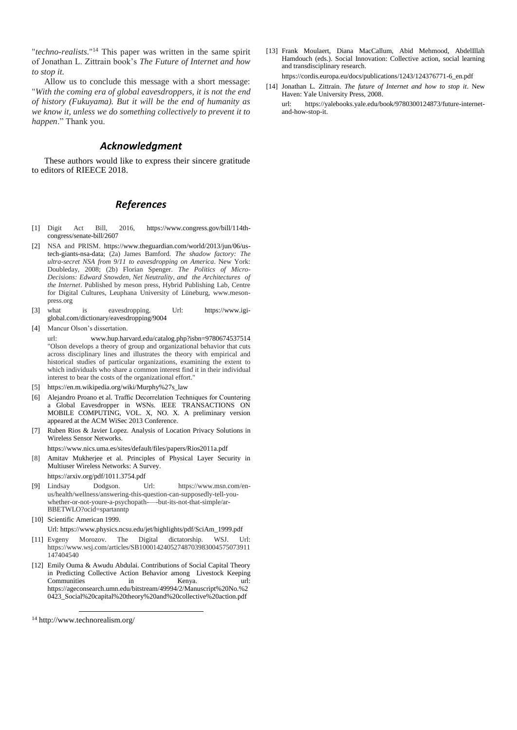"*techno-realists*."[14] This paper was written in the same spirit of Jonathan L. Zittrain book's *The Future of Internet and how to stop it.*

Allow us to conclude this message with a short message: "*With the coming era of global eavesdroppers, it is not the end of history (Fukuyama). But it will be the end of humanity as we know it, unless we do something collectively to prevent it to happen*." Thank you.

## Acknowledgment

These authors would like to express their sincere gratitude to editors of RIEECE 2018.

## References

[1] Digit Act Bill, 2016, https://www.congress.gov/bill/114th-congress/senate-bill/2607

[2] NSA and PRISM. https://www.theguardian.com/world/2013/jun/06/us-tech-giants-nsa-data; (2a) James Bamford. *The shadow factory: The ultra-secret NSA from 9/11 to eavesdropping on America*. New York: Doubleday, 2008; (2b) Florian Spenger. *The Politics of Micro-Decisions: Edward Snowden, Net Neutrality, and the Architectures of the Internet*. Published by meson press, Hybrid Publishing Lab, Centre for Digital Cultures, Leuphana University of Lüneburg, www.meson-press.org

[3] what is eavesdropping. Url: https://www.igi-global.com/dictionary/eavesdropping/9004

[4] Mancur Olson's dissertation.

url: www.hup.harvard.edu/catalog.php?isbn=9780674537514 "Olson develops a theory of group and organizational behavior that cuts across disciplinary lines and illustrates the theory with empirical and historical studies of particular organizations, examining the extent to which individuals who share a common interest find it in their individual interest to bear the costs of the organizational effort."

[5] https://en.m.wikipedia.org/wiki/Murphy%27s_law

[6] Alejandro Proano et al. Traffic Decorrelation Techniques for Countering a Global Eavesdropper in WSNs. IEEE TRANSACTIONS ON MOBILE COMPUTING, VOL. X, NO. X. A preliminary version appeared at the ACM WiSec 2013 Conference.

[7] Ruben Rios & Javier Lopez. Analysis of Location Privacy Solutions in Wireless Sensor Networks.

https://www.nics.uma.es/sites/default/files/papers/Rios2011a.pdf

[8] Amitav Mukherjee et al. Principles of Physical Layer Security in Multiuser Wireless Networks: A Survey.

https://arxiv.org/pdf/1011.3754.pdf

[9] Lindsay Dodgson. Url: https://www.msn.com/en-us/health/wellness/answering-this-question-can-supposedly-tell-you-whether-or-not-youre-a-psychopath-—-but-its-not-that-simple/ar-BBETWLO?ocid=spartanntp

[10] Scientific American 1999.

Url: https://www.physics.ncsu.edu/jet/highlights/pdf/SciAm_1999.pdf

[11] Evgeny Morozov. The Digital dictatorship. WSJ. Url: https://www.wsj.com/articles/SB10001424052748703983004575073911147404540

[12] Emily Ouma & Awudu Abdulai. Contributions of Social Capital Theory in Predicting Collective Action Behavior among Livestock Keeping Communities in Kenya. url: https://ageconsearch.umn.edu/bitstream/49994/2/Manuscript%20No.%20423_Social%20capital%20theory%20and%20collective%20action.pdf

[13] Frank Moulaert, Diana MacCallum, Abid Mehmood, AbdelIllah Hamdouch (eds.). Social Innovation: Collective action, social learning and transdisciplinary research.

https://cordis.europa.eu/docs/publications/1243/124376771-6_en.pdf

[14] Jonathan L. Zittrain. *The future of Internet and how to stop it*. New Haven: Yale University Press, 2008.

url: https://yalebooks.yale.edu/book/9780300124873/future-internet-and-how-stop-it.

---

[14] http://www.technorealism.org/